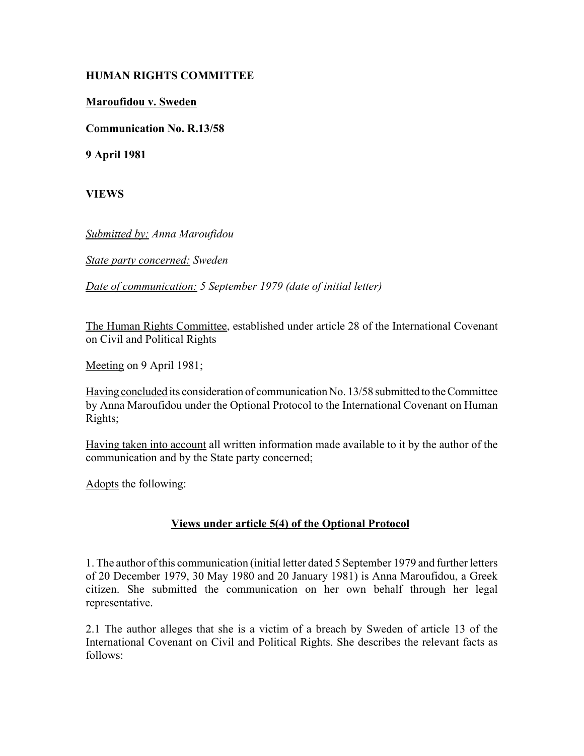**HUMAN RIGHTS COMMITTEE**

**Maroufidou v. Sweden**

**Communication No. R.13/58**

**9 April 1981**

**VIEWS**

*Submitted by: Anna Maroufidou*

*State party concerned: Sweden*

*Date of communication: 5 September 1979 (date of initial letter)*

The Human Rights Committee, established under article 28 of the International Covenant on Civil and Political Rights

Meeting on 9 April 1981;

Having concluded its consideration of communication No. 13/58 submitted to the Committee by Anna Maroufidou under the Optional Protocol to the International Covenant on Human Rights;

Having taken into account all written information made available to it by the author of the communication and by the State party concerned;

Adopts the following:

## Views under article 5(4) of the Optional Protocol

1. The author of this communication (initial letter dated 5 September 1979 and further letters of 20 December 1979, 30 May 1980 and 20 January 1981) is Anna Maroufidou, a Greek citizen. She submitted the communication on her own behalf through her legal representative.

2.1 The author alleges that she is a victim of a breach by Sweden of article 13 of the International Covenant on Civil and Political Rights. She describes the relevant facts as follows: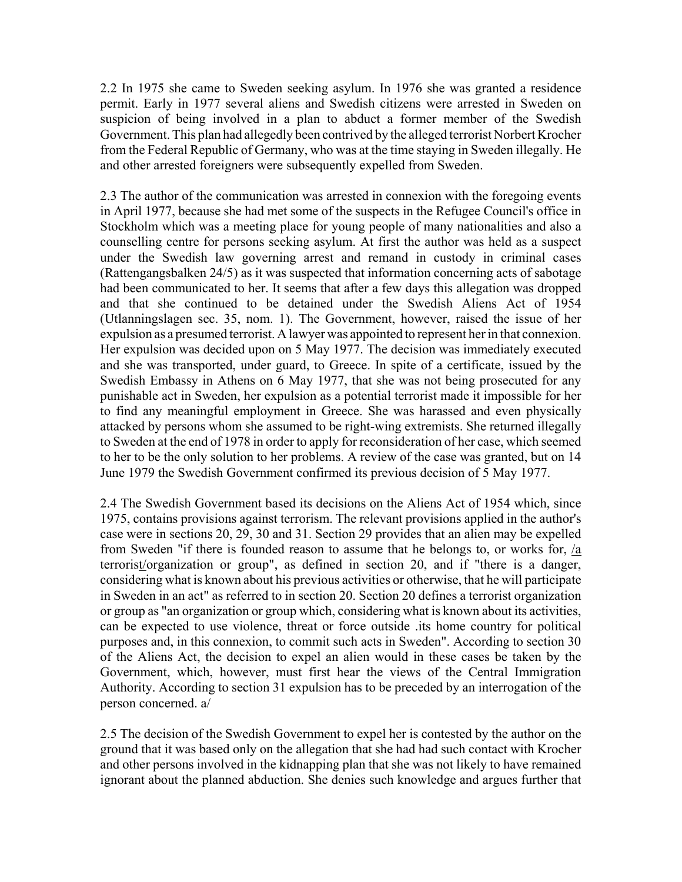2.2 In 1975 she came to Sweden seeking asylum. In 1976 she was granted a residence permit. Early in 1977 several aliens and Swedish citizens were arrested in Sweden on suspicion of being involved in a plan to abduct a former member of the Swedish Government. This plan had allegedly been contrived by the alleged terrorist Norbert Krocher from the Federal Republic of Germany, who was at the time staying in Sweden illegally. He and other arrested foreigners were subsequently expelled from Sweden.

2.3 The author of the communication was arrested in connexion with the foregoing events in April 1977, because she had met some of the suspects in the Refugee Council's office in Stockholm which was a meeting place for young people of many nationalities and also a counselling centre for persons seeking asylum. At first the author was held as a suspect under the Swedish law governing arrest and remand in custody in criminal cases (Rattengangsbalken 24/5) as it was suspected that information concerning acts of sabotage had been communicated to her. It seems that after a few days this allegation was dropped and that she continued to be detained under the Swedish Aliens Act of 1954 (Utlanningslagen sec. 35, nom. 1). The Government, however, raised the issue of her expulsion as a presumed terrorist. A lawyer was appointed to represent her in that connexion. Her expulsion was decided upon on 5 May 1977. The decision was immediately executed and she was transported, under guard, to Greece. In spite of a certificate, issued by the Swedish Embassy in Athens on 6 May 1977, that she was not being prosecuted for any punishable act in Sweden, her expulsion as a potential terrorist made it impossible for her to find any meaningful employment in Greece. She was harassed and even physically attacked by persons whom she assumed to be right-wing extremists. She returned illegally to Sweden at the end of 1978 in order to apply for reconsideration of her case, which seemed to her to be the only solution to her problems. A review of the case was granted, but on 14 June 1979 the Swedish Government confirmed its previous decision of 5 May 1977.

2.4 The Swedish Government based its decisions on the Aliens Act of 1954 which, since 1975, contains provisions against terrorism. The relevant provisions applied in the author's case were in sections 20, 29, 30 and 31. Section 29 provides that an alien may be expelled from Sweden "if there is founded reason to assume that he belongs to, or works for, /a terrorist/organization or group", as defined in section 20, and if "there is a danger, considering what is known about his previous activities or otherwise, that he will participate in Sweden in an act" as referred to in section 20. Section 20 defines a terrorist organization or group as "an organization or group which, considering what is known about its activities, can be expected to use violence, threat or force outside .its home country for political purposes and, in this connexion, to commit such acts in Sweden". According to section 30 of the Aliens Act, the decision to expel an alien would in these cases be taken by the Government, which, however, must first hear the views of the Central Immigration Authority. According to section 31 expulsion has to be preceded by an interrogation of the person concerned. a/

2.5 The decision of the Swedish Government to expel her is contested by the author on the ground that it was based only on the allegation that she had had such contact with Krocher and other persons involved in the kidnapping plan that she was not likely to have remained ignorant about the planned abduction. She denies such knowledge and argues further that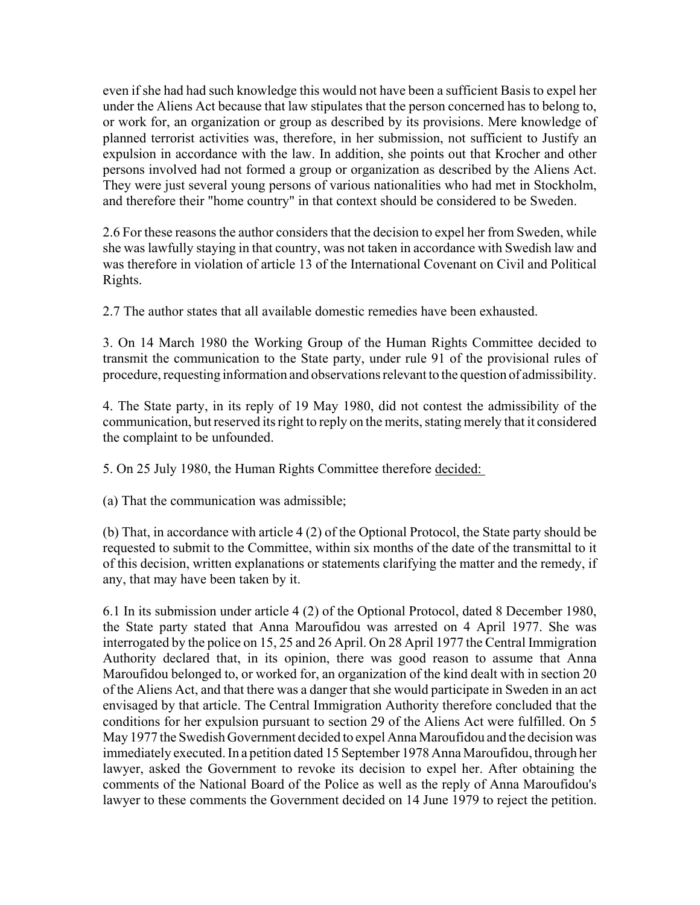even if she had had such knowledge this would not have been a sufficient Basis to expel her under the Aliens Act because that law stipulates that the person concerned has to belong to, or work for, an organization or group as described by its provisions. Mere knowledge of planned terrorist activities was, therefore, in her submission, not sufficient to Justify an expulsion in accordance with the law. In addition, she points out that Krocher and other persons involved had not formed a group or organization as described by the Aliens Act. They were just several young persons of various nationalities who had met in Stockholm, and therefore their "home country" in that context should be considered to be Sweden.

2.6 For these reasons the author considers that the decision to expel her from Sweden, while she was lawfully staying in that country, was not taken in accordance with Swedish law and was therefore in violation of article 13 of the International Covenant on Civil and Political Rights.

2.7 The author states that all available domestic remedies have been exhausted.

3. On 14 March 1980 the Working Group of the Human Rights Committee decided to transmit the communication to the State party, under rule 91 of the provisional rules of procedure, requesting information and observations relevant to the question of admissibility.

4. The State party, in its reply of 19 May 1980, did not contest the admissibility of the communication, but reserved its right to reply on the merits, stating merely that it considered the complaint to be unfounded.

5. On 25 July 1980, the Human Rights Committee therefore decided:

(a) That the communication was admissible;

(b) That, in accordance with article 4 (2) of the Optional Protocol, the State party should be requested to submit to the Committee, within six months of the date of the transmittal to it of this decision, written explanations or statements clarifying the matter and the remedy, if any, that may have been taken by it.

6.1 In its submission under article 4 (2) of the Optional Protocol, dated 8 December 1980, the State party stated that Anna Maroufidou was arrested on 4 April 1977. She was interrogated by the police on 15, 25 and 26 April. On 28 April 1977 the Central Immigration Authority declared that, in its opinion, there was good reason to assume that Anna Maroufidou belonged to, or worked for, an organization of the kind dealt with in section 20 of the Aliens Act, and that there was a danger that she would participate in Sweden in an act envisaged by that article. The Central Immigration Authority therefore concluded that the conditions for her expulsion pursuant to section 29 of the Aliens Act were fulfilled. On 5 May 1977 the Swedish Government decided to expel Anna Maroufidou and the decision was immediately executed. In a petition dated 15 September 1978 Anna Maroufidou, through her lawyer, asked the Government to revoke its decision to expel her. After obtaining the comments of the National Board of the Police as well as the reply of Anna Maroufidou's lawyer to these comments the Government decided on 14 June 1979 to reject the petition.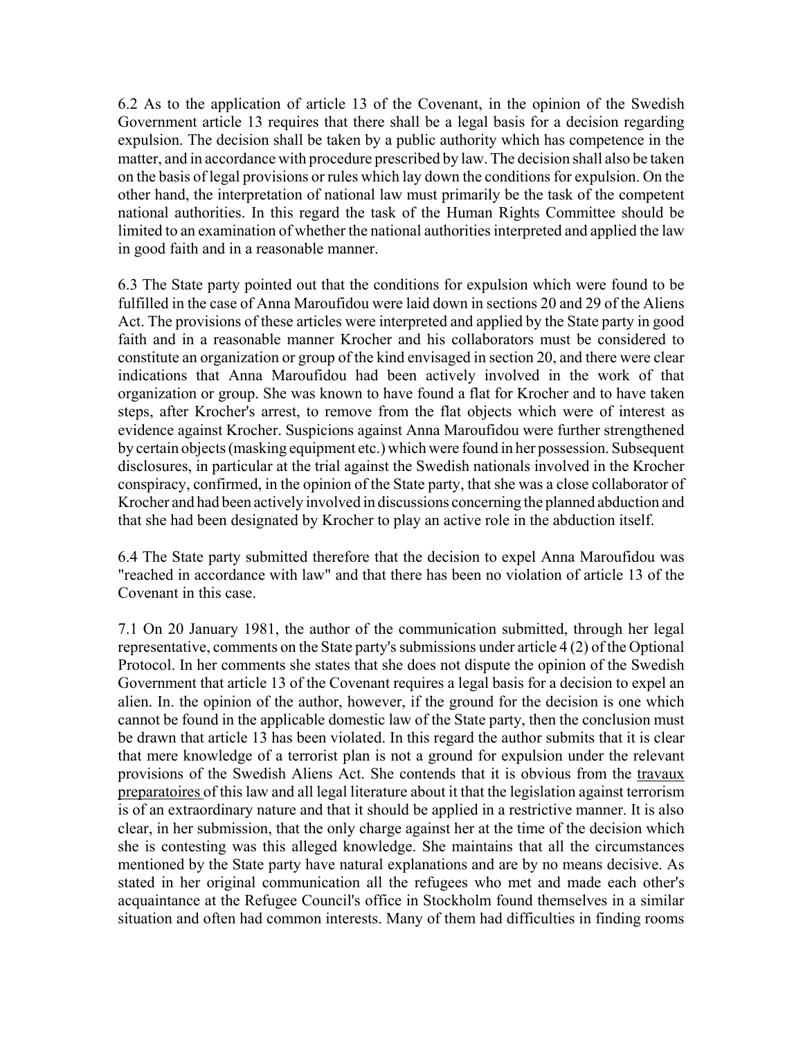6.2 As to the application of article 13 of the Covenant, in the opinion of the Swedish Government article 13 requires that there shall be a legal basis for a decision regarding expulsion. The decision shall be taken by a public authority which has competence in the matter, and in accordance with procedure prescribed by law. The decision shall also be taken on the basis of legal provisions or rules which lay down the conditions for expulsion. On the other hand, the interpretation of national law must primarily be the task of the competent national authorities. In this regard the task of the Human Rights Committee should be limited to an examination of whether the national authorities interpreted and applied the law in good faith and in a reasonable manner.

6.3 The State party pointed out that the conditions for expulsion which were found to be fulfilled in the case of Anna Maroufidou were laid down in sections 20 and 29 of the Aliens Act. The provisions of these articles were interpreted and applied by the State party in good faith and in a reasonable manner Krocher and his collaborators must be considered to constitute an organization or group of the kind envisaged in section 20, and there were clear indications that Anna Maroufidou had been actively involved in the work of that organization or group. She was known to have found a flat for Krocher and to have taken steps, after Krocher's arrest, to remove from the flat objects which were of interest as evidence against Krocher. Suspicions against Anna Maroufidou were further strengthened by certain objects (masking equipment etc.) which were found in her possession. Subsequent disclosures, in particular at the trial against the Swedish nationals involved in the Krocher conspiracy, confirmed, in the opinion of the State party, that she was a close collaborator of Krocher and had been actively involved in discussions concerning the planned abduction and that she had been designated by Krocher to play an active role in the abduction itself.

6.4 The State party submitted therefore that the decision to expel Anna Maroufidou was "reached in accordance with law" and that there has been no violation of article 13 of the Covenant in this case.

7.1 On 20 January 1981, the author of the communication submitted, through her legal representative, comments on the State party's submissions under article 4 (2) of the Optional Protocol. In her comments she states that she does not dispute the opinion of the Swedish Government that article 13 of the Covenant requires a legal basis for a decision to expel an alien. In. the opinion of the author, however, if the ground for the decision is one which cannot be found in the applicable domestic law of the State party, then the conclusion must be drawn that article 13 has been violated. In this regard the author submits that it is clear that mere knowledge of a terrorist plan is not a ground for expulsion under the relevant provisions of the Swedish Aliens Act. She contends that it is obvious from the travaux preparatoires of this law and all legal literature about it that the legislation against terrorism is of an extraordinary nature and that it should be applied in a restrictive manner. It is also clear, in her submission, that the only charge against her at the time of the decision which she is contesting was this alleged knowledge. She maintains that all the circumstances mentioned by the State party have natural explanations and are by no means decisive. As stated in her original communication all the refugees who met and made each other's acquaintance at the Refugee Council's office in Stockholm found themselves in a similar situation and often had common interests. Many of them had difficulties in finding rooms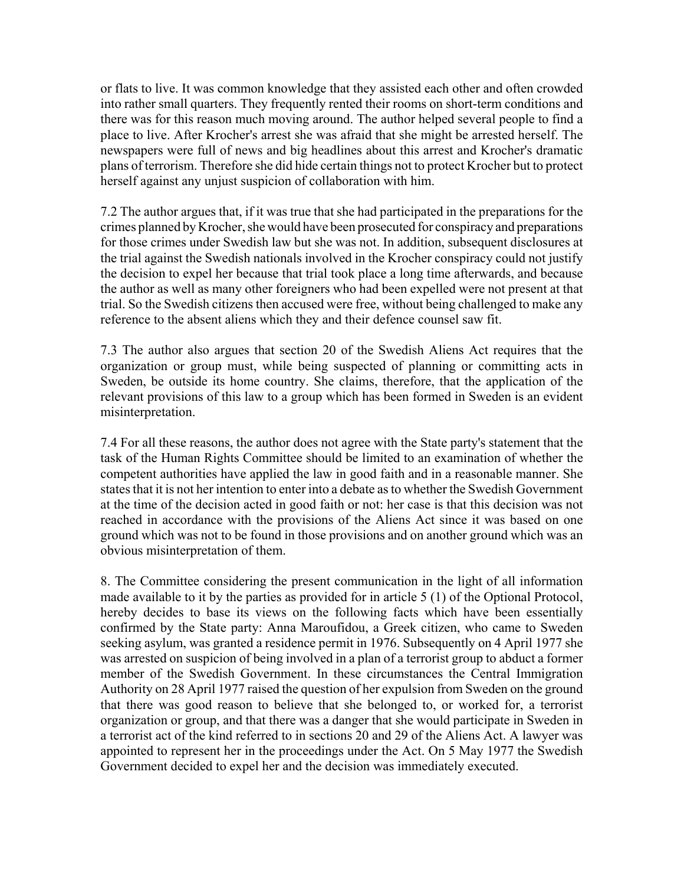or flats to live. It was common knowledge that they assisted each other and often crowded into rather small quarters. They frequently rented their rooms on short-term conditions and there was for this reason much moving around. The author helped several people to find a place to live. After Krocher's arrest she was afraid that she might be arrested herself. The newspapers were full of news and big headlines about this arrest and Krocher's dramatic plans of terrorism. Therefore she did hide certain things not to protect Krocher but to protect herself against any unjust suspicion of collaboration with him.

7.2 The author argues that, if it was true that she had participated in the preparations for the crimes planned by Krocher, she would have been prosecuted for conspiracy and preparations for those crimes under Swedish law but she was not. In addition, subsequent disclosures at the trial against the Swedish nationals involved in the Krocher conspiracy could not justify the decision to expel her because that trial took place a long time afterwards, and because the author as well as many other foreigners who had been expelled were not present at that trial. So the Swedish citizens then accused were free, without being challenged to make any reference to the absent aliens which they and their defence counsel saw fit.

7.3 The author also argues that section 20 of the Swedish Aliens Act requires that the organization or group must, while being suspected of planning or committing acts in Sweden, be outside its home country. She claims, therefore, that the application of the relevant provisions of this law to a group which has been formed in Sweden is an evident misinterpretation.

7.4 For all these reasons, the author does not agree with the State party's statement that the task of the Human Rights Committee should be limited to an examination of whether the competent authorities have applied the law in good faith and in a reasonable manner. She states that it is not her intention to enter into a debate as to whether the Swedish Government at the time of the decision acted in good faith or not: her case is that this decision was not reached in accordance with the provisions of the Aliens Act since it was based on one ground which was not to be found in those provisions and on another ground which was an obvious misinterpretation of them.

8. The Committee considering the present communication in the light of all information made available to it by the parties as provided for in article 5 (1) of the Optional Protocol, hereby decides to base its views on the following facts which have been essentially confirmed by the State party: Anna Maroufidou, a Greek citizen, who came to Sweden seeking asylum, was granted a residence permit in 1976. Subsequently on 4 April 1977 she was arrested on suspicion of being involved in a plan of a terrorist group to abduct a former member of the Swedish Government. In these circumstances the Central Immigration Authority on 28 April 1977 raised the question of her expulsion from Sweden on the ground that there was good reason to believe that she belonged to, or worked for, a terrorist organization or group, and that there was a danger that she would participate in Sweden in a terrorist act of the kind referred to in sections 20 and 29 of the Aliens Act. A lawyer was appointed to represent her in the proceedings under the Act. On 5 May 1977 the Swedish Government decided to expel her and the decision was immediately executed.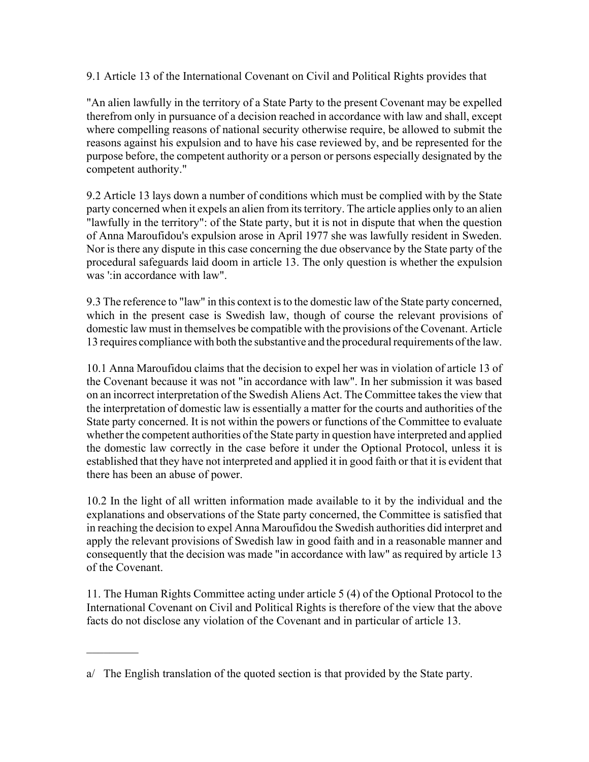9.1 Article 13 of the International Covenant on Civil and Political Rights provides that

"An alien lawfully in the territory of a State Party to the present Covenant may be expelled therefrom only in pursuance of a decision reached in accordance with law and shall, except where compelling reasons of national security otherwise require, be allowed to submit the reasons against his expulsion and to have his case reviewed by, and be represented for the purpose before, the competent authority or a person or persons especially designated by the competent authority."

9.2 Article 13 lays down a number of conditions which must be complied with by the State party concerned when it expels an alien from its territory. The article applies only to an alien "lawfully in the territory": of the State party, but it is not in dispute that when the question of Anna Maroufidou's expulsion arose in April 1977 she was lawfully resident in Sweden. Nor is there any dispute in this case concerning the due observance by the State party of the procedural safeguards laid doom in article 13. The only question is whether the expulsion was ':in accordance with law".

9.3 The reference to "law" in this context is to the domestic law of the State party concerned, which in the present case is Swedish law, though of course the relevant provisions of domestic law must in themselves be compatible with the provisions of the Covenant. Article 13 requires compliance with both the substantive and the procedural requirements of the law.

10.1 Anna Maroufidou claims that the decision to expel her was in violation of article 13 of the Covenant because it was not "in accordance with law". In her submission it was based on an incorrect interpretation of the Swedish Aliens Act. The Committee takes the view that the interpretation of domestic law is essentially a matter for the courts and authorities of the State party concerned. It is not within the powers or functions of the Committee to evaluate whether the competent authorities of the State party in question have interpreted and applied the domestic law correctly in the case before it under the Optional Protocol, unless it is established that they have not interpreted and applied it in good faith or that it is evident that there has been an abuse of power.

10.2 In the light of all written information made available to it by the individual and the explanations and observations of the State party concerned, the Committee is satisfied that in reaching the decision to expel Anna Maroufidou the Swedish authorities did interpret and apply the relevant provisions of Swedish law in good faith and in a reasonable manner and consequently that the decision was made "in accordance with law" as required by article 13 of the Covenant.

11. The Human Rights Committee acting under article 5 (4) of the Optional Protocol to the International Covenant on Civil and Political Rights is therefore of the view that the above facts do not disclose any violation of the Covenant and in particular of article 13.

---

a/ The English translation of the quoted section is that provided by the State party.